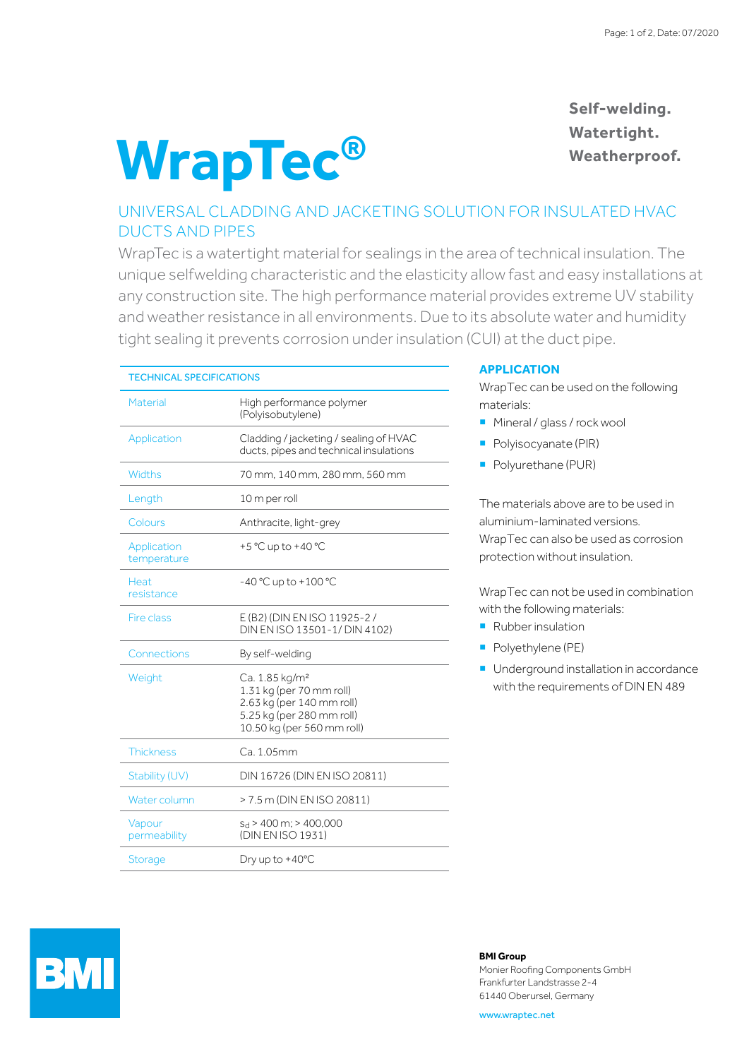# WrapTec®

**Self-welding.**
**Watertight.**
**Weatherproof.**

## UNIVERSAL CLADDING AND JACKETING SOLUTION FOR INSULATED HVAC DUCTS AND PIPES

WrapTec is a watertight material for sealings in the area of technical insulation. The unique selfwelding characteristic and the elasticity allow fast and easy installations at any construction site. The high performance material provides extreme UV stability and weather resistance in all environments. Due to its absolute water and humidity tight sealing it prevents corrosion under insulation (CUI) at the duct pipe.

| TECHNICAL SPECIFICATIONS | |
|---|---|
| Material | High performance polymer (Polyisobutylene) |
| Application | Cladding / jacketing / sealing of HVAC ducts, pipes and technical insulations |
| Widths | 70 mm, 140 mm, 280 mm, 560 mm |
| Length | 10 m per roll |
| Colours | Anthracite, light-grey |
| Application temperature | +5 °C up to +40 °C |
| Heat resistance | -40 °C up to +100 °C |
| Fire class | E (B2) (DIN EN ISO 11925-2 / DIN EN ISO 13501-1/ DIN 4102) |
| Connections | By self-welding |
| Weight | Ca. 1.85 kg/m² <br> 1.31 kg (per 70 mm roll) <br> 2.63 kg (per 140 mm roll) <br> 5.25 kg (per 280 mm roll) <br> 10.50 kg (per 560 mm roll) |
| Thickness | Ca. 1.05mm |
| Stability (UV) | DIN 16726 (DIN EN ISO 20811) |
| Water column | > 7.5 m (DIN EN ISO 20811) |
| Vapour permeability | $s_d$ > 400 m; > 400,000 (DIN EN ISO 1931) |
| Storage | Dry up to +40°C |

## APPLICATION

WrapTec can be used on the following materials:

- Mineral / glass / rock wool
- Polyisocyanate (PIR)
- Polyurethane (PUR)

The materials above are to be used in aluminium-laminated versions.
WrapTec can also be used as corrosion protection without insulation.

WrapTec can not be used in combination with the following materials:

- Rubber insulation
- Polyethylene (PE)
- Underground installation in accordance with the requirements of DIN EN 489

BMI

**BMI Group**
Monier Roofing Components GmbH
Frankfurter Landstrasse 2-4
61440 Oberursel, Germany

www.wraptec.net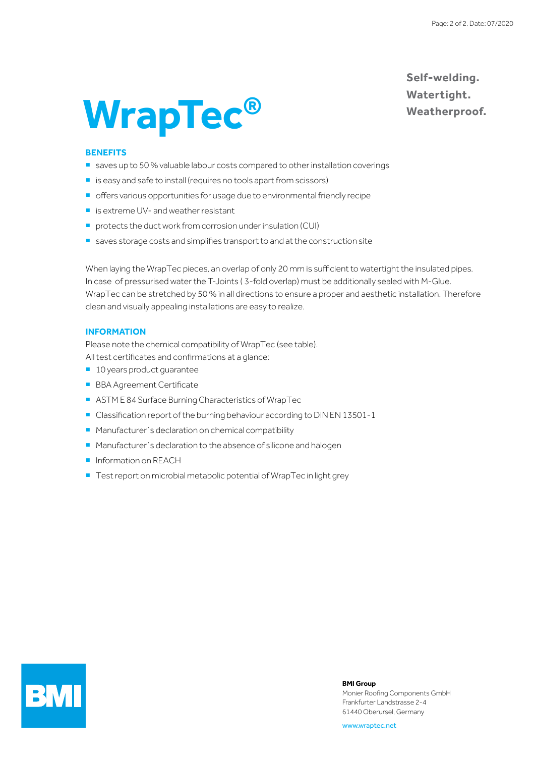Self-welding.
Watertight.
Weatherproof.

# WrapTec®

## BENEFITS

- saves up to 50 % valuable labour costs compared to other installation coverings
- is easy and safe to install (requires no tools apart from scissors)
- offers various opportunities for usage due to environmental friendly recipe
- is extreme UV- and weather resistant
- protects the duct work from corrosion under insulation (CUI)
- saves storage costs and simplifies transport to and at the construction site

When laying the WrapTec pieces, an overlap of only 20 mm is sufficient to watertight the insulated pipes. In case of pressurised water the T-Joints ( 3-fold overlap) must be additionally sealed with M-Glue. WrapTec can be stretched by 50 % in all directions to ensure a proper and aesthetic installation. Therefore clean and visually appealing installations are easy to realize.

## INFORMATION

Please note the chemical compatibility of WrapTec (see table).
All test certificates and confirmations at a glance:

- 10 years product guarantee
- BBA Agreement Certificate
- ASTM E 84 Surface Burning Characteristics of WrapTec
- Classification report of the burning behaviour according to DIN EN 13501-1
- Manufacturer`s declaration on chemical compatibility
- Manufacturer`s declaration to the absence of silicone and halogen
- Information on REACH
- Test report on microbial metabolic potential of WrapTec in light grey

BMI

**BMI Group**
Monier Roofing Components GmbH
Frankfurter Landstrasse 2-4
61440 Oberursel, Germany

www.wraptec.net